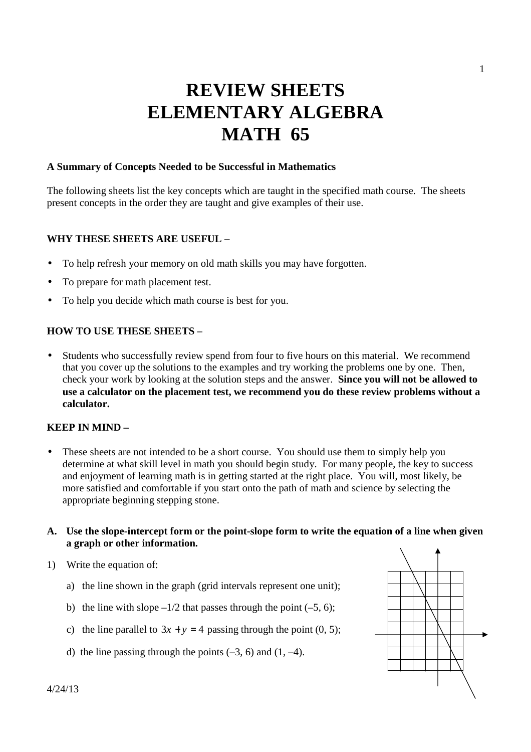# REVIEW SHEETS
# ELEMENTARY ALGEBRA
# MATH 65

**A Summary of Concepts Needed to be Successful in Mathematics**

The following sheets list the key concepts which are taught in the specified math course. The sheets present concepts in the order they are taught and give examples of their use.

**WHY THESE SHEETS ARE USEFUL –**

- To help refresh your memory on old math skills you may have forgotten.
- To prepare for math placement test.
- To help you decide which math course is best for you.

**HOW TO USE THESE SHEETS –**

- Students who successfully review spend from four to five hours on this material. We recommend that you cover up the solutions to the examples and try working the problems one by one. Then, check your work by looking at the solution steps and the answer. **Since you will not be allowed to use a calculator on the placement test, we recommend you do these review problems without a calculator.**

**KEEP IN MIND –**

- These sheets are not intended to be a short course. You should use them to simply help you determine at what skill level in math you should begin study. For many people, the key to success and enjoyment of learning math is in getting started at the right place. You will, most likely, be more satisfied and comfortable if you start onto the path of math and science by selecting the appropriate beginning stepping stone.

**A. Use the slope-intercept form or the point-slope form to write the equation of a line when given a graph or other information.**

1) Write the equation of:

   a) the line shown in the graph (grid intervals represent one unit);

   b) the line with slope $-1/2$ that passes through the point $(-5, 6)$;

   c) the line parallel to $3x + y = 4$ passing through the point $(0, 5)$;

   d) the line passing through the points $(-3, 6)$ and $(1, -4)$.

4/24/13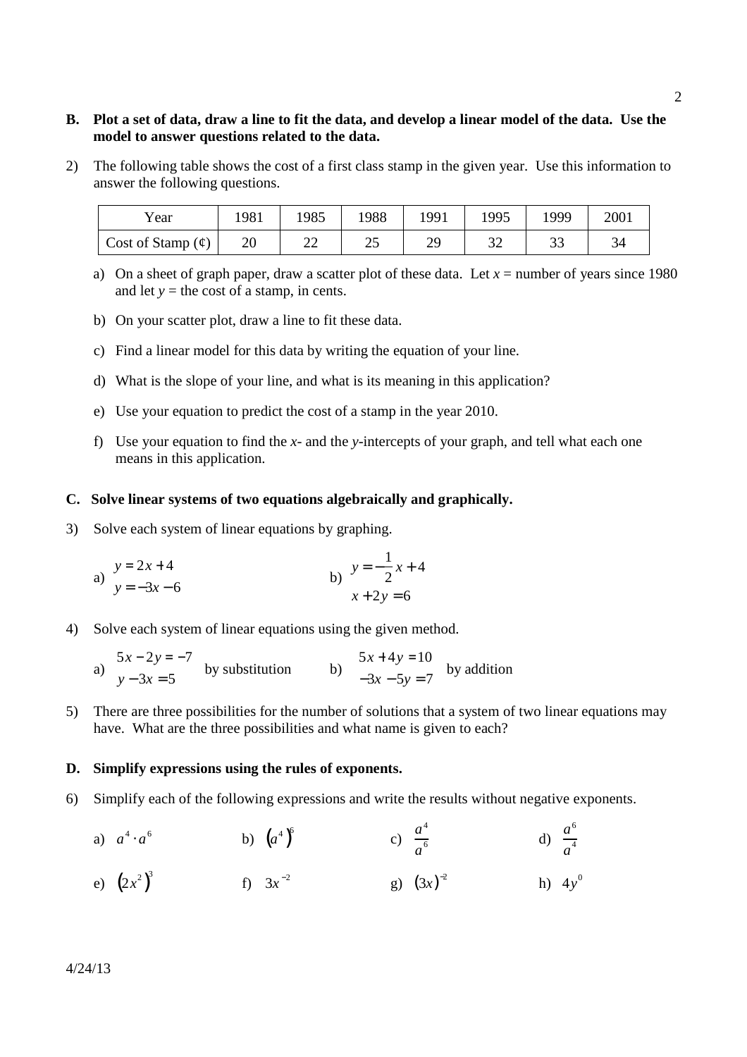**B. Plot a set of data, draw a line to fit the data, and develop a linear model of the data. Use the model to answer questions related to the data.**

2) The following table shows the cost of a first class stamp in the given year. Use this information to answer the following questions.

| Year | 1981 | 1985 | 1988 | 1991 | 1995 | 1999 | 2001 |
|---|---|---|---|---|---|---|---|
| Cost of Stamp (¢) | 20 | 22 | 25 | 29 | 32 | 33 | 34 |

a) On a sheet of graph paper, draw a scatter plot of these data. Let $x$ = number of years since 1980 and let $y$ = the cost of a stamp, in cents.

b) On your scatter plot, draw a line to fit these data.

c) Find a linear model for this data by writing the equation of your line.

d) What is the slope of your line, and what is its meaning in this application?

e) Use your equation to predict the cost of a stamp in the year 2010.

f) Use your equation to find the $x$- and the $y$-intercepts of your graph, and tell what each one means in this application.

**C. Solve linear systems of two equations algebraically and graphically.**

3) Solve each system of linear equations by graphing.

a) $\begin{aligned} y &= 2x + 4 \\ y &= -3x - 6 \end{aligned}$ b) $\begin{aligned} y &= -\frac{1}{2}x + 4 \\ x + 2y &= 6 \end{aligned}$

4) Solve each system of linear equations using the given method.

a) $\begin{aligned} 5x - 2y &= -7 \\ y - 3x &= 5 \end{aligned}$ by substitution b) $\begin{aligned} 5x + 4y &= 10 \\ -3x - 5y &= 7 \end{aligned}$ by addition

5) There are three possibilities for the number of solutions that a system of two linear equations may have. What are the three possibilities and what name is given to each?

**D. Simplify expressions using the rules of exponents.**

6) Simplify each of the following expressions and write the results without negative exponents.

a) $a^4 \cdot a^6$ b) $\left(a^4\right)^6$ c) $\dfrac{a^4}{a^6}$ d) $\dfrac{a^6}{a^4}$

e) $\left(2x^2\right)^3$ f) $3x^{-2}$ g) $(3x)^{-2}$ h) $4y^0$

4/24/13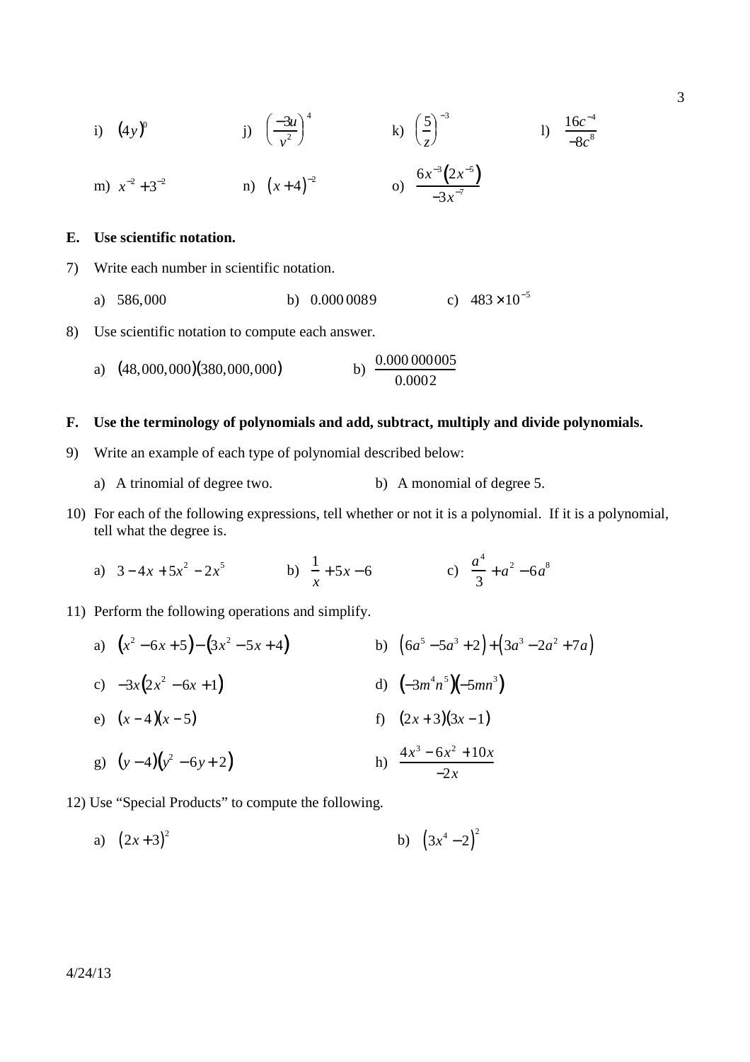i) $(4y)^0$ j) $\left(\frac{-3u}{v^2}\right)^4$ k) $\left(\frac{5}{z}\right)^{-3}$ l) $\frac{16c^{-4}}{-8c^8}$

m) $x^{-2}+3^{-2}$ n) $(x+4)^{-2}$ o) $\frac{6x^{-3}\left(2x^{-5}\right)}{-3x^{-7}}$

**E. Use scientific notation.**

7) Write each number in scientific notation.

a) $586{,}000$ b) $0.000\,0089$ c) $483 \times 10^{-5}$

8) Use scientific notation to compute each answer.

a) $(48{,}000{,}000)(380{,}000{,}000)$ b) $\frac{0.000\,000\,005}{0.0002}$

**F. Use the terminology of polynomials and add, subtract, multiply and divide polynomials.**

9) Write an example of each type of polynomial described below:

a) A trinomial of degree two. b) A monomial of degree 5.

10) For each of the following expressions, tell whether or not it is a polynomial. If it is a polynomial, tell what the degree is.

a) $3-4x+5x^2-2x^5$ b) $\frac{1}{x}+5x-6$ c) $\frac{a^4}{3}+a^2-6a^8$

11) Perform the following operations and simplify.

a) $\left(x^2-6x+5\right)-\left(3x^2-5x+4\right)$ b) $\left(6a^5-5a^3+2\right)+\left(3a^3-2a^2+7a\right)$

c) $-3x\left(2x^2-6x+1\right)$ d) $\left(-3m^4n^5\right)\left(-5mn^3\right)$

e) $(x-4)(x-5)$ f) $(2x+3)(3x-1)$

g) $(y-4)\left(y^2-6y+2\right)$ h) $\frac{4x^3-6x^2+10x}{-2x}$

12) Use "Special Products" to compute the following.

a) $(2x+3)^2$ b) $\left(3x^4-2\right)^2$

4/24/13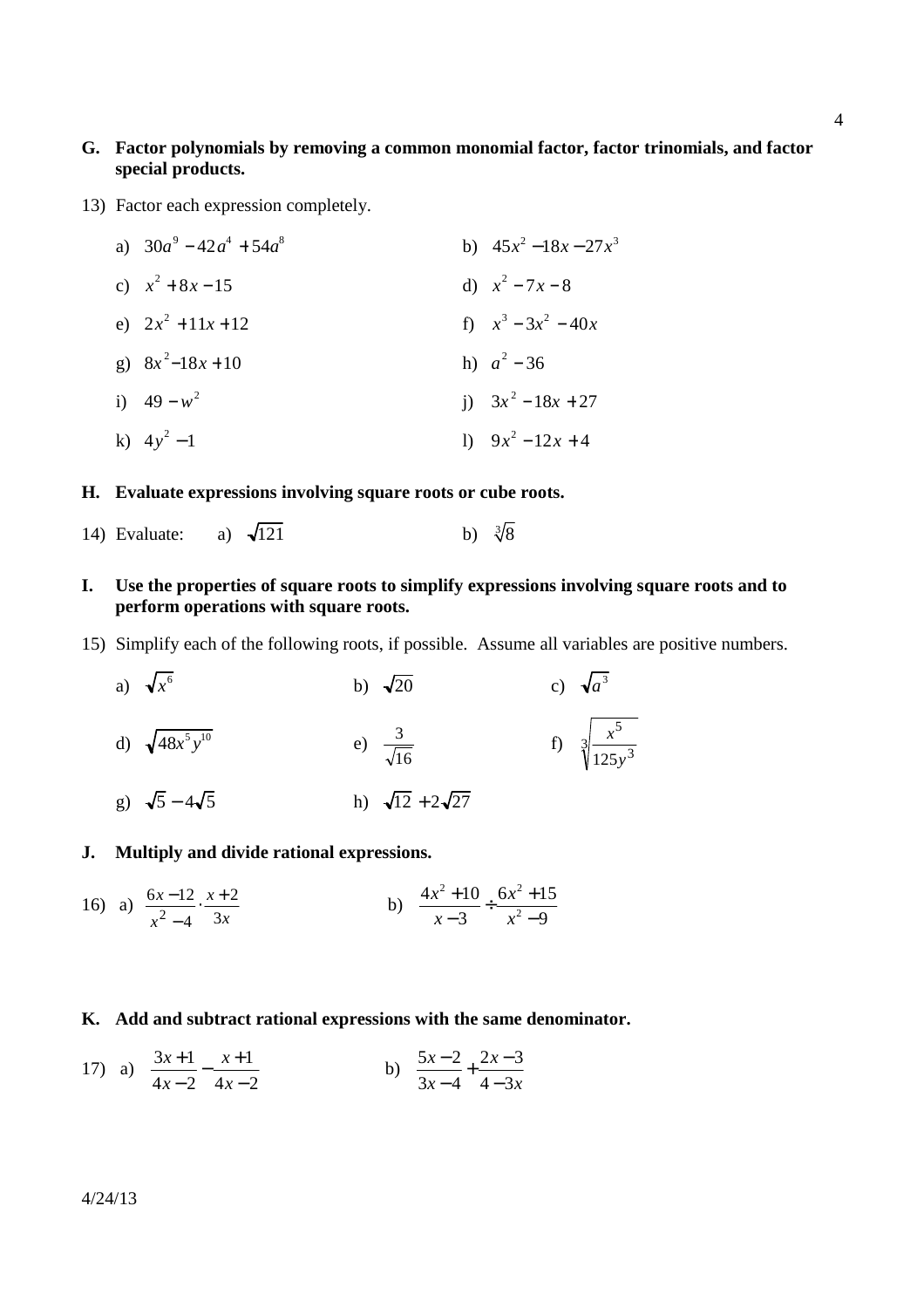**G. Factor polynomials by removing a common monomial factor, factor trinomials, and factor special products.**

13) Factor each expression completely.

a) $30a^9 - 42a^4 + 54a^8$

b) $45x^2 - 18x - 27x^3$

c) $x^2 + 8x - 15$

d) $x^2 - 7x - 8$

e) $2x^2 + 11x + 12$

f) $x^3 - 3x^2 - 40x$

g) $8x^2 - 18x + 10$

h) $a^2 - 36$

i) $49 - w^2$

j) $3x^2 - 18x + 27$

k) $4y^2 - 1$

l) $9x^2 - 12x + 4$

**H. Evaluate expressions involving square roots or cube roots.**

14) Evaluate: a) $\sqrt{121}$ b) $\sqrt[3]{8}$

**I. Use the properties of square roots to simplify expressions involving square roots and to perform operations with square roots.**

15) Simplify each of the following roots, if possible. Assume all variables are positive numbers.

a) $\sqrt{x^6}$

b) $\sqrt{20}$

c) $\sqrt{a^3}$

d) $\sqrt{48x^5y^{10}}$

e) $\dfrac{3}{\sqrt{16}}$

f) $\sqrt[3]{\dfrac{x^5}{125y^3}}$

g) $\sqrt{5} - 4\sqrt{5}$

h) $\sqrt{12} + 2\sqrt{27}$

**J. Multiply and divide rational expressions.**

16) a) $\dfrac{6x-12}{x^2-4} \cdot \dfrac{x+2}{3x}$ b) $\dfrac{4x^2+10}{x-3} \div \dfrac{6x^2+15}{x^2-9}$

**K. Add and subtract rational expressions with the same denominator.**

17) a) $\dfrac{3x+1}{4x-2} - \dfrac{x+1}{4x-2}$ b) $\dfrac{5x-2}{3x-4} + \dfrac{2x-3}{4-3x}$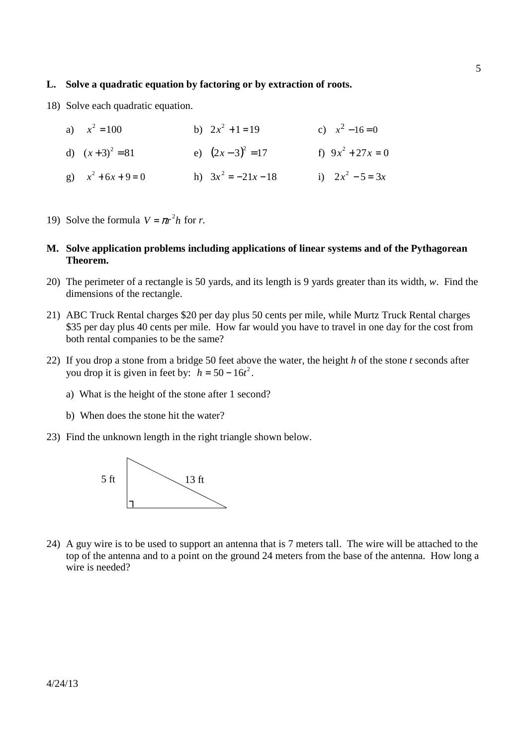**L. Solve a quadratic equation by factoring or by extraction of roots.**

18) Solve each quadratic equation.

a) $x^2 = 100$  b) $2x^2 + 1 = 19$  c) $x^2 - 16 = 0$

d) $(x+3)^2 = 81$  e) $(2x-3)^2 = 17$  f) $9x^2 + 27x = 0$

g) $x^2 + 6x + 9 = 0$  h) $3x^2 = -21x - 18$  i) $2x^2 - 5 = 3x$

19) Solve the formula $V = \pi r^2 h$ for $r$.

**M. Solve application problems including applications of linear systems and of the Pythagorean Theorem.**

20) The perimeter of a rectangle is 50 yards, and its length is 9 yards greater than its width, $w$. Find the dimensions of the rectangle.

21) ABC Truck Rental charges $20 per day plus 50 cents per mile, while Murtz Truck Rental charges $35 per day plus 40 cents per mile. How far would you have to travel in one day for the cost from both rental companies to be the same?

22) If you drop a stone from a bridge 50 feet above the water, the height $h$ of the stone $t$ seconds after you drop it is given in feet by: $h = 50 - 16t^2$.

a) What is the height of the stone after 1 second?

b) When does the stone hit the water?

23) Find the unknown length in the right triangle shown below.

5 ft   13 ft

24) A guy wire is to be used to support an antenna that is 7 meters tall. The wire will be attached to the top of the antenna and to a point on the ground 24 meters from the base of the antenna. How long a wire is needed?

4/24/13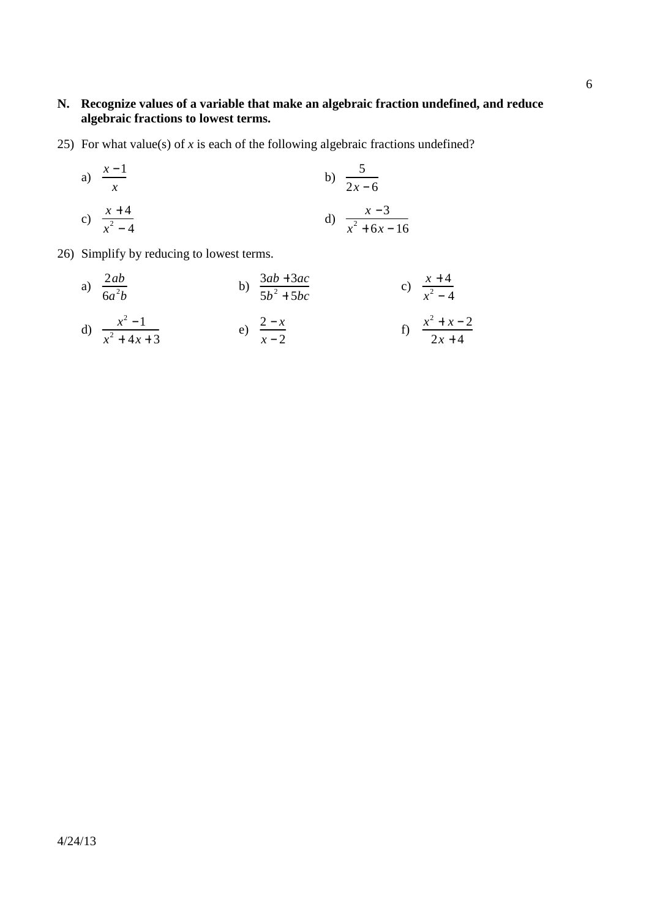**N. Recognize values of a variable that make an algebraic fraction undefined, and reduce algebraic fractions to lowest terms.**

25) For what value(s) of *x* is each of the following algebraic fractions undefined?

a) $\dfrac{x-1}{x}$

b) $\dfrac{5}{2x-6}$

c) $\dfrac{x+4}{x^2-4}$

d) $\dfrac{x-3}{x^2+6x-16}$

26) Simplify by reducing to lowest terms.

a) $\dfrac{2ab}{6a^2b}$

b) $\dfrac{3ab+3ac}{5b^2+5bc}$

c) $\dfrac{x+4}{x^2-4}$

d) $\dfrac{x^2-1}{x^2+4x+3}$

e) $\dfrac{2-x}{x-2}$

f) $\dfrac{x^2+x-2}{2x+4}$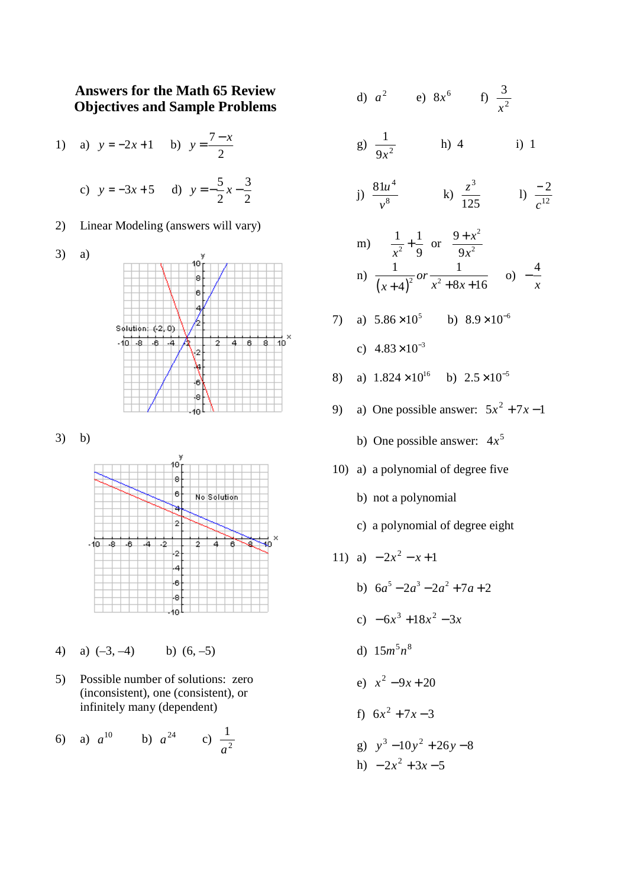## Answers for the Math 65 Review Objectives and Sample Problems

1) a) $y = -2x + 1$ b) $y = \frac{7 - x}{2}$

c) $y = -3x + 5$ d) $y = -\frac{5}{2}x - \frac{3}{2}$

2) Linear Modeling (answers will vary)

3) a)

Solution: (-2, 0)

3) b)

No Solution

4) a) (–3, –4) b) (6, –5)

5) Possible number of solutions: zero (inconsistent), one (consistent), or infinitely many (dependent)

6) a) $a^{10}$ b) $a^{24}$ c) $\frac{1}{a^2}$

d) $a^2$ e) $8x^6$ f) $\frac{3}{x^2}$

g) $\frac{1}{9x^2}$ h) 4 i) 1

j) $\frac{81u^4}{v^8}$ k) $\frac{z^3}{125}$ l) $\frac{-2}{c^{12}}$

m) $\frac{1}{x^2} + \frac{1}{9}$ or $\frac{9 + x^2}{9x^2}$

n) $\frac{1}{(x+4)^2}$ or $\frac{1}{x^2 + 8x + 16}$ o) $-\frac{4}{x}$

7) a) $5.86 \times 10^5$ b) $8.9 \times 10^{-6}$

c) $4.83 \times 10^{-3}$

8) a) $1.824 \times 10^{16}$ b) $2.5 \times 10^{-5}$

9) a) One possible answer: $5x^2 + 7x - 1$

b) One possible answer: $4x^5$

10) a) a polynomial of degree five

b) not a polynomial

c) a polynomial of degree eight

11) a) $-2x^2 - x + 1$

b) $6a^5 - 2a^3 - 2a^2 + 7a + 2$

c) $-6x^3 + 18x^2 - 3x$

d) $15m^5n^8$

e) $x^2 - 9x + 20$

f) $6x^2 + 7x - 3$

g) $y^3 - 10y^2 + 26y - 8$

h) $-2x^2 + 3x - 5$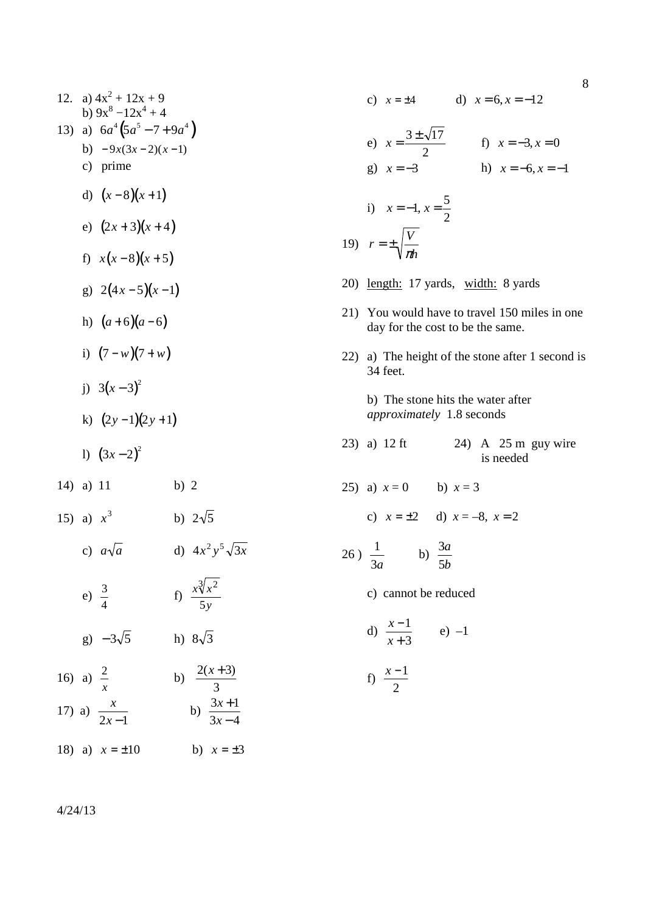12. a) $4x^2 + 12x + 9$
    b) $9x^8 - 12x^4 + 4$

13) a) $6a^4\left(5a^5 - 7 + 9a^4\right)$

    b) $-9x(3x-2)(x-1)$

    c) prime

    d) $(x-8)(x+1)$

    e) $(2x+3)(x+4)$

    f) $x(x-8)(x+5)$

    g) $2(4x-5)(x-1)$

    h) $(a+6)(a-6)$

    i) $(7-w)(7+w)$

    j) $3(x-3)^2$

    k) $(2y-1)(2y+1)$

    l) $(3x-2)^2$

14) a) 11 &nbsp;&nbsp;&nbsp; b) 2

15) a) $x^3$ &nbsp;&nbsp;&nbsp; b) $2\sqrt{5}$

    c) $a\sqrt{a}$ &nbsp;&nbsp;&nbsp; d) $4x^2y^5\sqrt{3x}$

    e) $\frac{3}{4}$ &nbsp;&nbsp;&nbsp; f) $\frac{x\sqrt[3]{x^2}}{5y}$

    g) $-3\sqrt{5}$ &nbsp;&nbsp;&nbsp; h) $8\sqrt{3}$

16) a) $\frac{2}{x}$ &nbsp;&nbsp;&nbsp; b) $\frac{2(x+3)}{3}$

17) a) $\frac{x}{2x-1}$ &nbsp;&nbsp;&nbsp; b) $\frac{3x+1}{3x-4}$

18) a) $x = \pm 10$ &nbsp;&nbsp;&nbsp; b) $x = \pm 3$

    c) $x = \pm 4$ &nbsp;&nbsp;&nbsp; d) $x = 6, x = -12$

    e) $x = \frac{3 \pm \sqrt{17}}{2}$ &nbsp;&nbsp;&nbsp; f) $x = -3, x = 0$

    g) $x = -3$ &nbsp;&nbsp;&nbsp; h) $x = -6, x = -1$

    i) $x = -1, x = \frac{5}{2}$

19) $r = \pm\sqrt{\frac{V}{\pi h}}$

20) <u>length:</u> 17 yards, <u>width:</u> 8 yards

21) You would have to travel 150 miles in one day for the cost to be the same.

22) a) The height of the stone after 1 second is 34 feet.

    b) The stone hits the water after *approximately* 1.8 seconds

23) a) 12 ft

24) A 25 m guy wire is needed

25) a) $x = 0$ &nbsp;&nbsp;&nbsp; b) $x = 3$

    c) $x = \pm 2$ &nbsp;&nbsp;&nbsp; d) $x = -8,\ x = 2$

26) $\frac{1}{3a}$ &nbsp;&nbsp;&nbsp; b) $\frac{3a}{5b}$

    c) cannot be reduced

    d) $\frac{x-1}{x+3}$ &nbsp;&nbsp;&nbsp; e) $-1$

    f) $\frac{x-1}{2}$

4/24/13